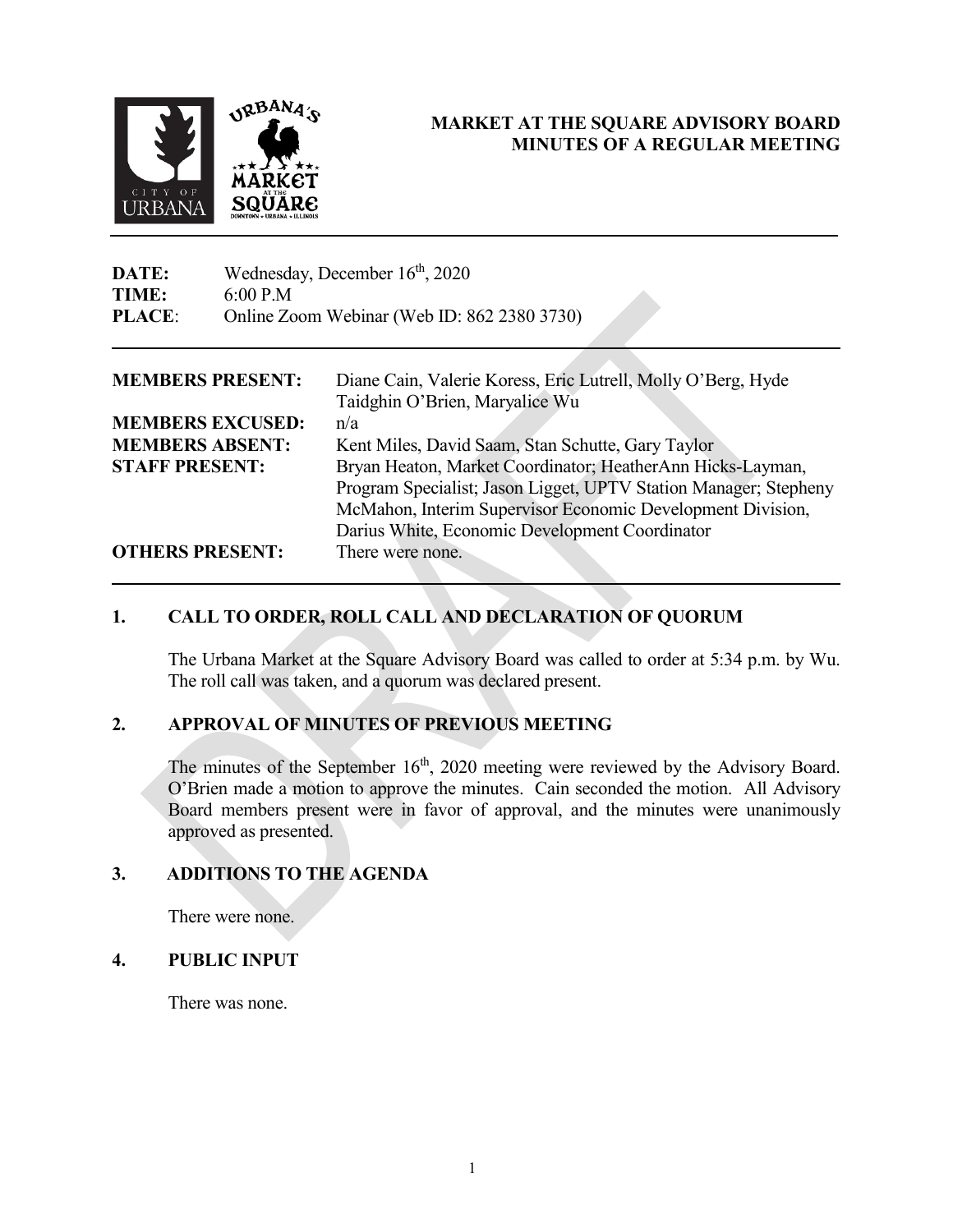# MARKET AT THE SQUARE ADVISORY BOARD
## MINUTES OF A REGULAR MEETING

**DATE:** Wednesday, December 16th, 2020
**TIME:** 6:00 P.M
**PLACE**: Online Zoom Webinar (Web ID: 862 2380 3730)

| | |
|---|---|
| **MEMBERS PRESENT:** | Diane Cain, Valerie Koress, Eric Lutrell, Molly O'Berg, Hyde Taidghin O'Brien, Maryalice Wu |
| **MEMBERS EXCUSED:** | n/a |
| **MEMBERS ABSENT:** | Kent Miles, David Saam, Stan Schutte, Gary Taylor |
| **STAFF PRESENT:** | Bryan Heaton, Market Coordinator; HeatherAnn Hicks-Layman, Program Specialist; Jason Ligget, UPTV Station Manager; Stepheny McMahon, Interim Supervisor Economic Development Division, Darius White, Economic Development Coordinator |
| **OTHERS PRESENT:** | There were none. |

## 1. CALL TO ORDER, ROLL CALL AND DECLARATION OF QUORUM

The Urbana Market at the Square Advisory Board was called to order at 5:34 p.m. by Wu. The roll call was taken, and a quorum was declared present.

## 2. APPROVAL OF MINUTES OF PREVIOUS MEETING

The minutes of the September 16th, 2020 meeting were reviewed by the Advisory Board. O'Brien made a motion to approve the minutes. Cain seconded the motion. All Advisory Board members present were in favor of approval, and the minutes were unanimously approved as presented.

## 3. ADDITIONS TO THE AGENDA

There were none.

## 4. PUBLIC INPUT

There was none.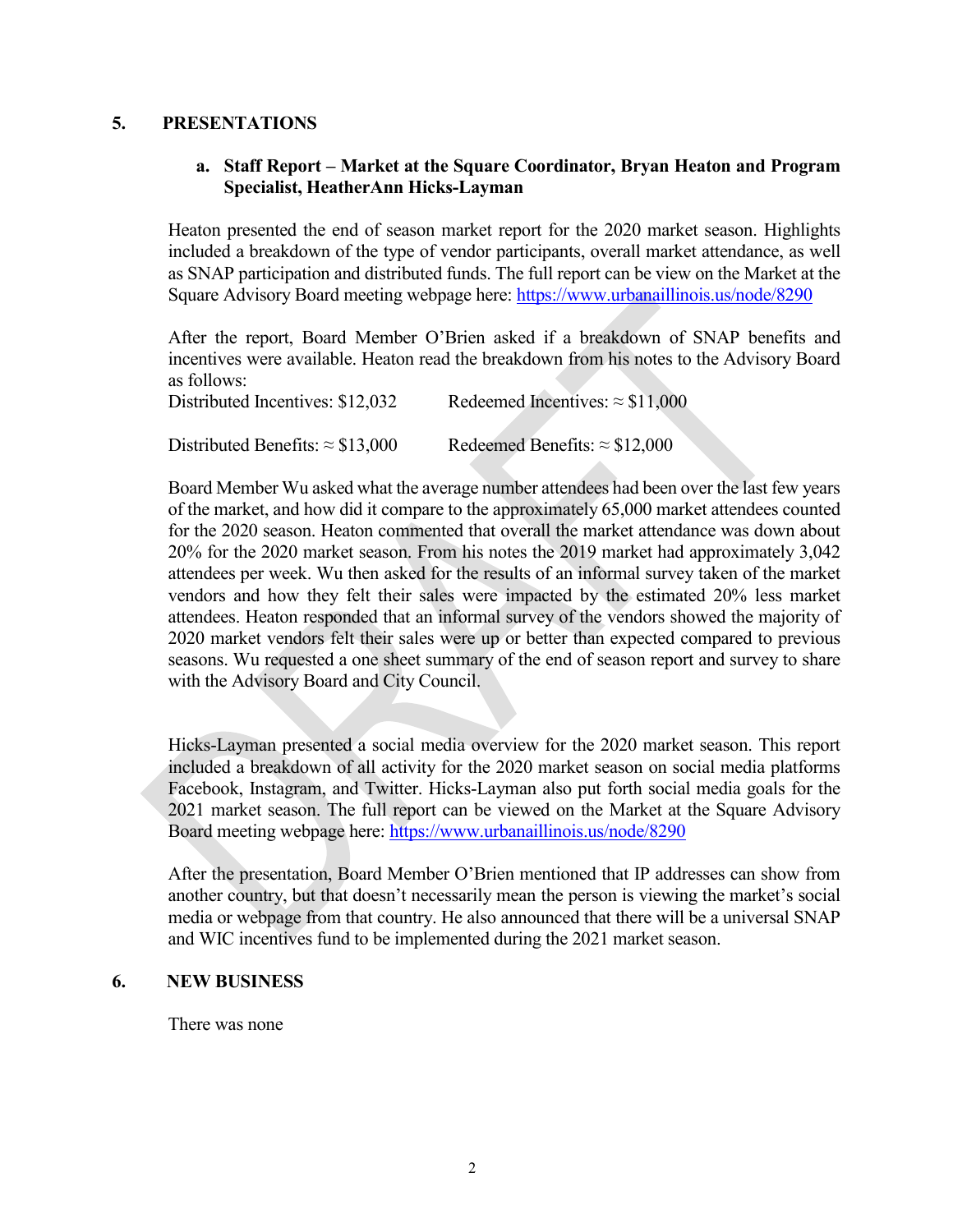## 5. PRESENTATIONS

### a. Staff Report – Market at the Square Coordinator, Bryan Heaton and Program Specialist, HeatherAnn Hicks-Layman

Heaton presented the end of season market report for the 2020 market season. Highlights included a breakdown of the type of vendor participants, overall market attendance, as well as SNAP participation and distributed funds. The full report can be view on the Market at the Square Advisory Board meeting webpage here: https://www.urbanaillinois.us/node/8290

After the report, Board Member O'Brien asked if a breakdown of SNAP benefits and incentives were available. Heaton read the breakdown from his notes to the Advisory Board as follows:

Distributed Incentives: $12,032 Redeemed Incentives: ≈ $11,000

Distributed Benefits: ≈ $13,000 Redeemed Benefits: ≈ $12,000

Board Member Wu asked what the average number attendees had been over the last few years of the market, and how did it compare to the approximately 65,000 market attendees counted for the 2020 season. Heaton commented that overall the market attendance was down about 20% for the 2020 market season. From his notes the 2019 market had approximately 3,042 attendees per week. Wu then asked for the results of an informal survey taken of the market vendors and how they felt their sales were impacted by the estimated 20% less market attendees. Heaton responded that an informal survey of the vendors showed the majority of 2020 market vendors felt their sales were up or better than expected compared to previous seasons. Wu requested a one sheet summary of the end of season report and survey to share with the Advisory Board and City Council.

Hicks-Layman presented a social media overview for the 2020 market season. This report included a breakdown of all activity for the 2020 market season on social media platforms Facebook, Instagram, and Twitter. Hicks-Layman also put forth social media goals for the 2021 market season. The full report can be viewed on the Market at the Square Advisory Board meeting webpage here: https://www.urbanaillinois.us/node/8290

After the presentation, Board Member O'Brien mentioned that IP addresses can show from another country, but that doesn't necessarily mean the person is viewing the market's social media or webpage from that country. He also announced that there will be a universal SNAP and WIC incentives fund to be implemented during the 2021 market season.

## 6. NEW BUSINESS

There was none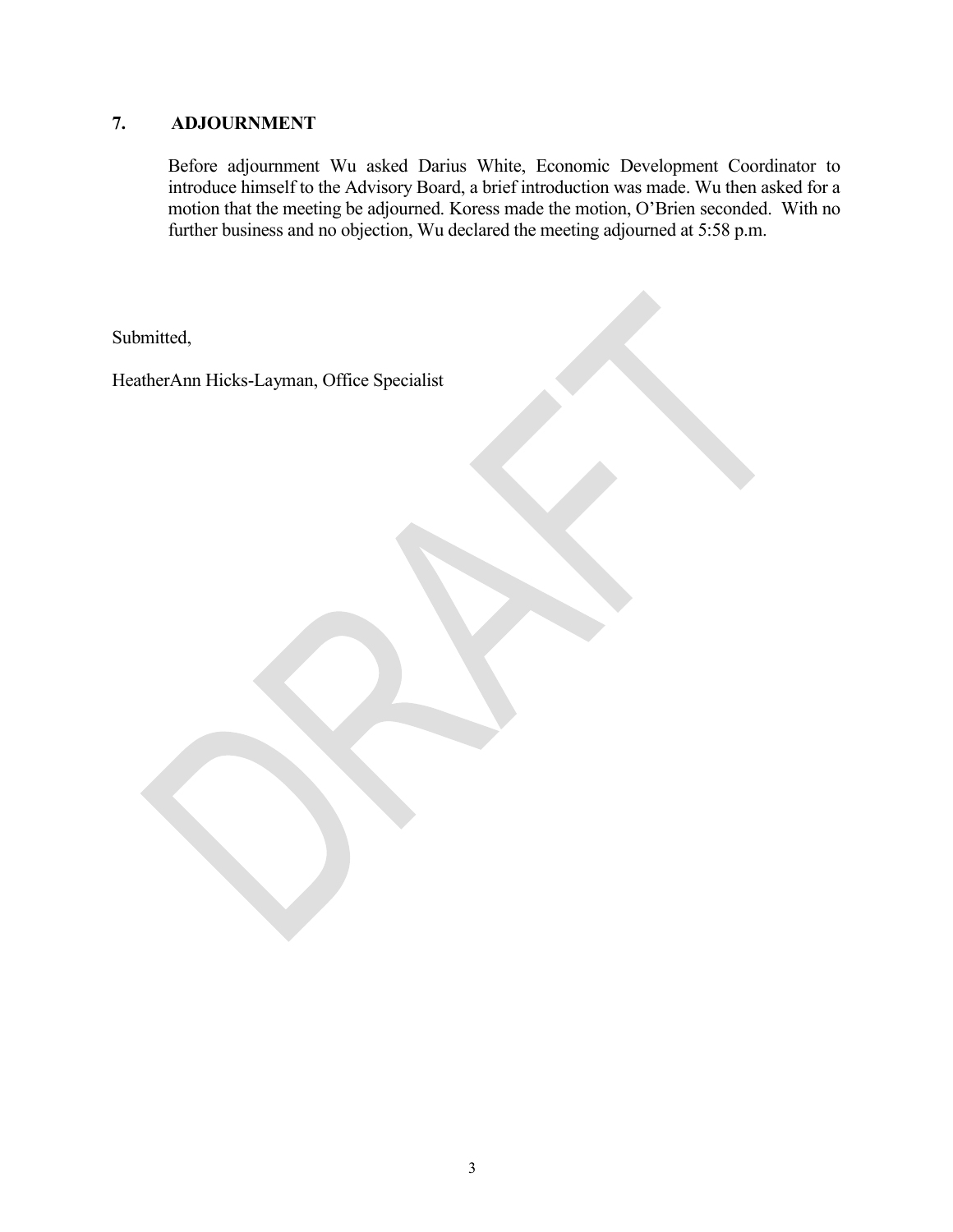## 7. ADJOURNMENT

Before adjournment Wu asked Darius White, Economic Development Coordinator to introduce himself to the Advisory Board, a brief introduction was made. Wu then asked for a motion that the meeting be adjourned. Koress made the motion, O'Brien seconded. With no further business and no objection, Wu declared the meeting adjourned at 5:58 p.m.

Submitted,

HeatherAnn Hicks-Layman, Office Specialist